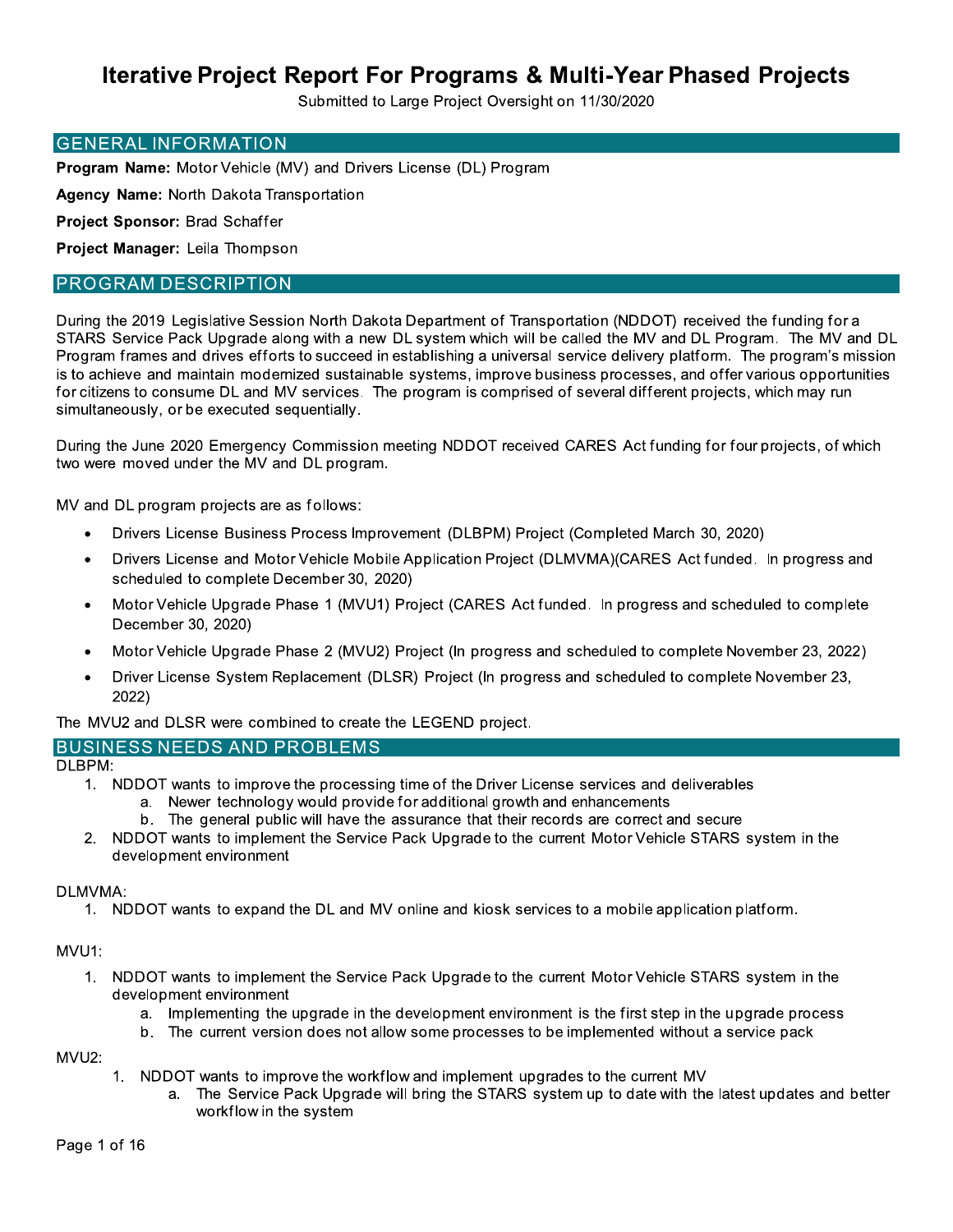# Iterative Project Report For Programs & Multi-Year Phased Projects

Submitted to Large Project Oversight on 11/30/2020

## GENERAL INFORMATION

**Program Name:** Motor Vehicle (MV) and Drivers License (DL) Program

**Agency Name:** North Dakota Transportation

**Project Sponsor:** Brad Schaffer

**Project Manager:** Leila Thompson

## PROGRAM DESCRIPTION

During the 2019 Legislative Session North Dakota Department of Transportation (NDDOT) received the funding for a STARS Service Pack Upgrade along with a new DL system which will be called the MV and DL Program. The MV and DL Program frames and drives efforts to succeed in establishing a universal service delivery platform. The program's mission is to achieve and maintain modernized sustainable systems, improve business processes, and offer various opportunities for citizens to consume DL and MV services. The program is comprised of several different projects, which may run simultaneously, or be executed sequentially.

During the June 2020 Emergency Commission meeting NDDOT received CARES Act funding for four projects, of which two were moved under the MV and DL program.

MV and DL program projects are as follows:

- Drivers License Business Process Improvement (DLBPM) Project (Completed March 30, 2020)
- Drivers License and Motor Vehicle Mobile Application Project (DLMVMA)(CARES Act funded. In progress and scheduled to complete December 30, 2020)
- Motor Vehicle Upgrade Phase 1 (MVU1) Project (CARES Act funded. In progress and scheduled to complete December 30, 2020)
- Motor Vehicle Upgrade Phase 2 (MVU2) Project (In progress and scheduled to complete November 23, 2022)
- Driver License System Replacement (DLSR) Project (In progress and scheduled to complete November 23, 2022)

The MVU2 and DLSR were combined to create the LEGEND project.

## BUSINESS NEEDS AND PROBLEMS

DLBPM:

1. NDDOT wants to improve the processing time of the Driver License services and deliverables
   a. Newer technology would provide for additional growth and enhancements
   b. The general public will have the assurance that their records are correct and secure
2. NDDOT wants to implement the Service Pack Upgrade to the current Motor Vehicle STARS system in the development environment

DLMVMA:

1. NDDOT wants to expand the DL and MV online and kiosk services to a mobile application platform.

MVU1:

1. NDDOT wants to implement the Service Pack Upgrade to the current Motor Vehicle STARS system in the development environment
   a. Implementing the upgrade in the development environment is the first step in the upgrade process
   b. The current version does not allow some processes to be implemented without a service pack

MVU2:

1. NDDOT wants to improve the workflow and implement upgrades to the current MV
   a. The Service Pack Upgrade will bring the STARS system up to date with the latest updates and better workflow in the system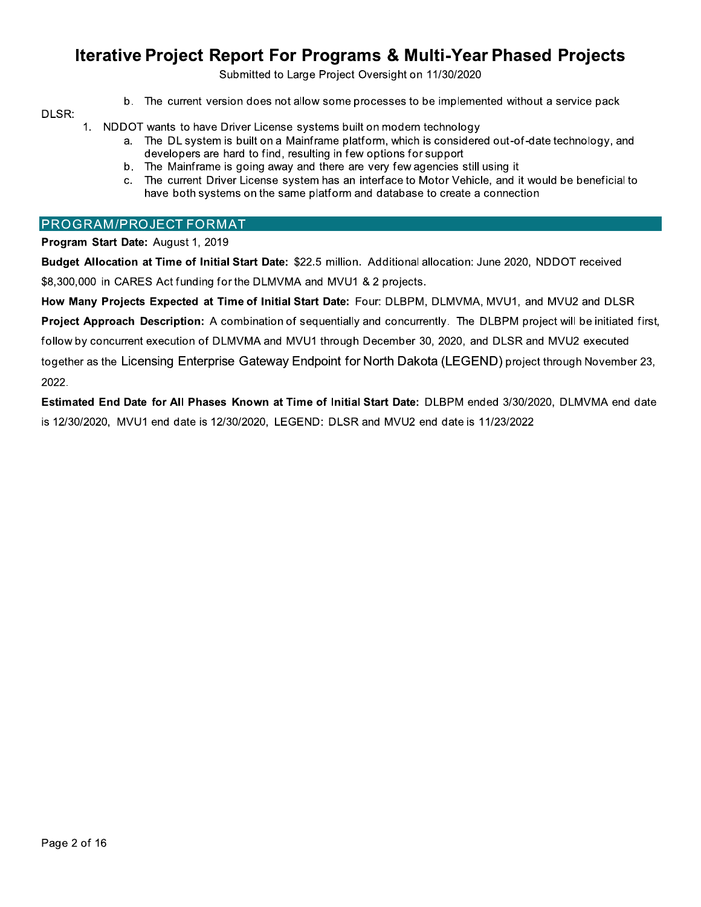b. The current version does not allow some processes to be implemented without a service pack

DLSR:

1. NDDOT wants to have Driver License systems built on modern technology
   a. The DL system is built on a Mainframe platform, which is considered out-of-date technology, and developers are hard to find, resulting in few options for support
   b. The Mainframe is going away and there are very few agencies still using it
   c. The current Driver License system has an interface to Motor Vehicle, and it would be beneficial to have both systems on the same platform and database to create a connection

## PROGRAM/PROJECT FORMAT

**Program Start Date:** August 1, 2019

**Budget Allocation at Time of Initial Start Date:** $22.5 million. Additional allocation: June 2020, NDDOT received $8,300,000 in CARES Act funding for the DLMVMA and MVU1 & 2 projects.

**How Many Projects Expected at Time of Initial Start Date:** Four: DLBPM, DLMVMA, MVU1, and MVU2 and DLSR

**Project Approach Description:** A combination of sequentially and concurrently. The DLBPM project will be initiated first, follow by concurrent execution of DLMVMA and MVU1 through December 30, 2020, and DLSR and MVU2 executed together as the Licensing Enterprise Gateway Endpoint for North Dakota (LEGEND) project through November 23, 2022.

**Estimated End Date for All Phases Known at Time of Initial Start Date:** DLBPM ended 3/30/2020, DLMVMA end date is 12/30/2020, MVU1 end date is 12/30/2020, LEGEND: DLSR and MVU2 end date is 11/23/2022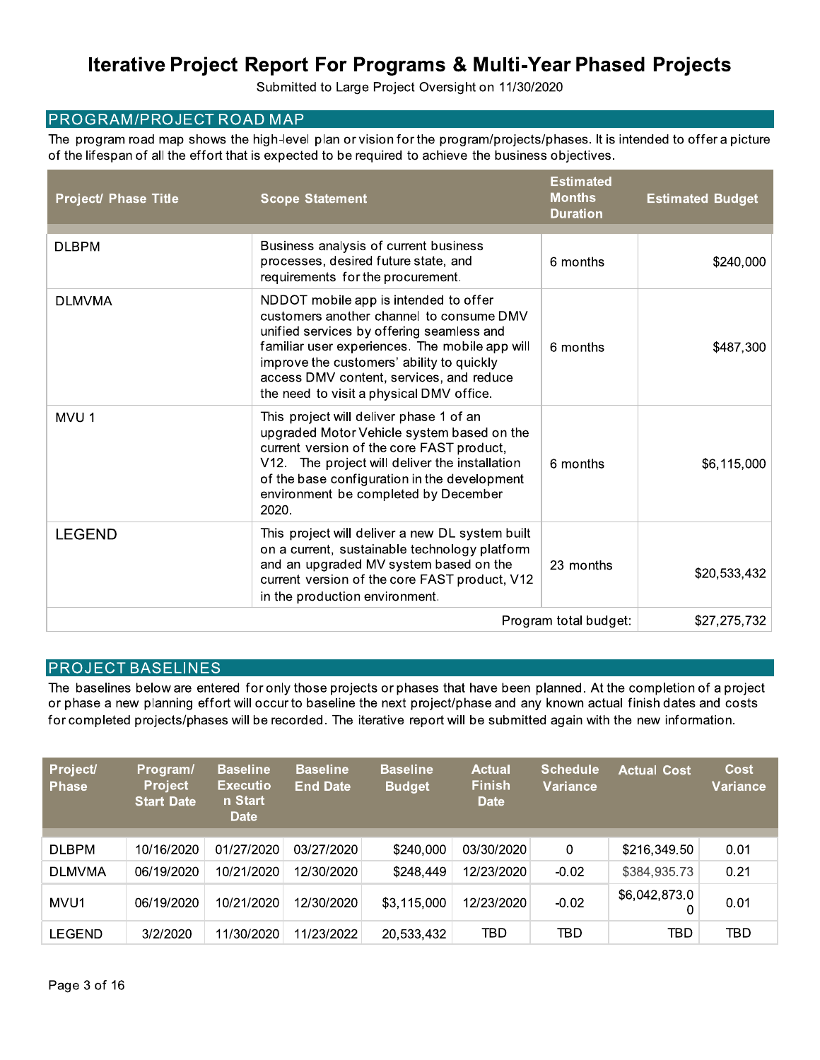# Iterative Project Report For Programs & Multi-Year Phased Projects

Submitted to Large Project Oversight on 11/30/2020

## PROGRAM/PROJECT ROAD MAP

The program road map shows the high-level plan or vision for the program/projects/phases. It is intended to offer a picture of the lifespan of all the effort that is expected to be required to achieve the business objectives.

| Project/ Phase Title | Scope Statement | Estimated Months Duration | Estimated Budget |
|---|---|---|---|
| DLBPM | Business analysis of current business processes, desired future state, and requirements for the procurement. | 6 months | $240,000 |
| DLMVMA | NDDOT mobile app is intended to offer customers another channel to consume DMV unified services by offering seamless and familiar user experiences. The mobile app will improve the customers' ability to quickly access DMV content, services, and reduce the need to visit a physical DMV office. | 6 months | $487,300 |
| MVU 1 | This project will deliver phase 1 of an upgraded Motor Vehicle system based on the current version of the core FAST product, V12. The project will deliver the installation of the base configuration in the development environment be completed by December 2020. | 6 months | $6,115,000 |
| LEGEND | This project will deliver a new DL system built on a current, sustainable technology platform and an upgraded MV system based on the current version of the core FAST product, V12 in the production environment. | 23 months | $20,533,432 |
| | | Program total budget: | $27,275,732 |

## PROJECT BASELINES

The baselines below are entered for only those projects or phases that have been planned. At the completion of a project or phase a new planning effort will occur to baseline the next project/phase and any known actual finish dates and costs for completed projects/phases will be recorded. The iterative report will be submitted again with the new information.

| Project/ Phase | Program/ Project Start Date | Baseline Execution Start Date | Baseline End Date | Baseline Budget | Actual Finish Date | Schedule Variance | Actual Cost | Cost Variance |
|---|---|---|---|---|---|---|---|---|
| DLBPM | 10/16/2020 | 01/27/2020 | 03/27/2020 | $240,000 | 03/30/2020 | 0 | $216,349.50 | 0.01 |
| DLMVMA | 06/19/2020 | 10/21/2020 | 12/30/2020 | $248,449 | 12/23/2020 | -0.02 | $384,935.73 | 0.21 |
| MVU1 | 06/19/2020 | 10/21/2020 | 12/30/2020 | $3,115,000 | 12/23/2020 | -0.02 | $6,042,873.00 | 0.01 |
| LEGEND | 3/2/2020 | 11/30/2020 | 11/23/2022 | 20,533,432 | TBD | TBD | TBD | TBD |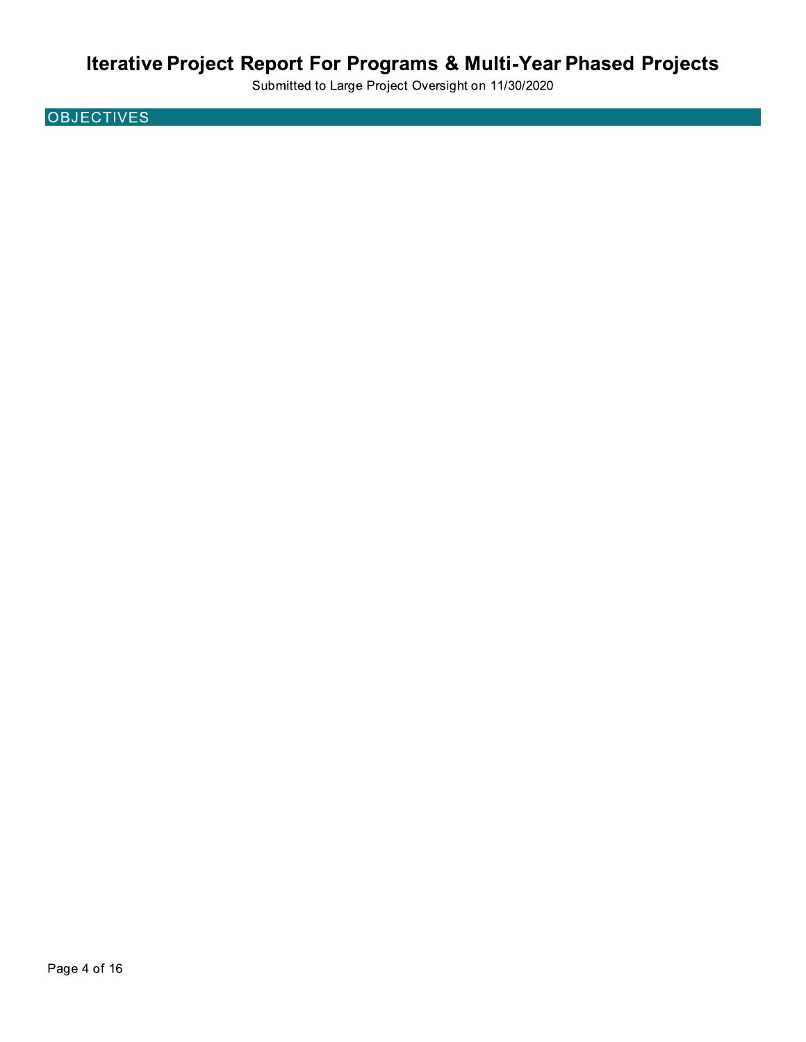# Iterative Project Report For Programs & Multi-Year Phased Projects

Submitted to Large Project Oversight on 11/30/2020

## OBJECTIVES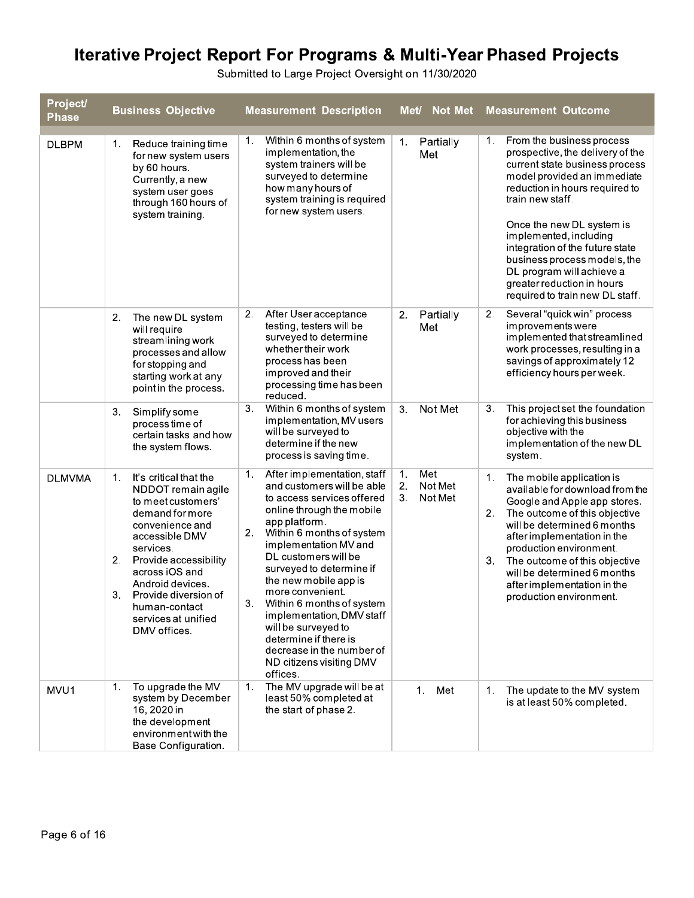# Iterative Project Report For Programs & Multi-Year Phased Projects

Submitted to Large Project Oversight on 11/30/2020

| Project/ Phase | Business Objective | Measurement Description | Met/ Not Met | Measurement Outcome |
|---|---|---|---|---|
| DLBPM | 1. Reduce training time for new system users by 60 hours. Currently, a new system user goes through 160 hours of system training. | 1. Within 6 months of system implementation, the system trainers will be surveyed to determine how many hours of system training is required for new system users. | 1. Partially Met | 1. From the business process prospective, the delivery of the current state business process model provided an immediate reduction in hours required to train new staff.<br><br>Once the new DL system is implemented, including integration of the future state business process models, the DL program will achieve a greater reduction in hours required to train new DL staff. |
| | 2. The new DL system will require streamlining work processes and allow for stopping and starting work at any point in the process. | 2. After User acceptance testing, testers will be surveyed to determine whether their work process has been improved and their processing time has been reduced. | 2. Partially Met | 2. Several "quick win" process improvements were implemented that streamlined work processes, resulting in a savings of approximately 12 efficiency hours per week. |
| | 3. Simplify some process time of certain tasks and how the system flows. | 3. Within 6 months of system implementation, MV users will be surveyed to determine if the new process is saving time. | 3. Not Met | 3. This project set the foundation for achieving this business objective with the implementation of the new DL system. |
| DLMVMA | 1. It's critical that the NDDOT remain agile to meet customers' demand for more convenience and accessible DMV services.<br>2. Provide accessibility across iOS and Android devices.<br>3. Provide diversion of human-contact services at unified DMV offices. | 1. After implementation, staff and customers will be able to access services offered online through the mobile app platform.<br>2. Within 6 months of system implementation MV and DL customers will be surveyed to determine if the new mobile app is more convenient.<br>3. Within 6 months of system implementation, DMV staff will be surveyed to determine if there is decrease in the number of ND citizens visiting DMV offices. | 1. Met<br>2. Not Met<br>3. Not Met | 1. The mobile application is available for download from the Google and Apple app stores.<br>2. The outcome of this objective will be determined 6 months after implementation in the production environment.<br>3. The outcome of this objective will be determined 6 months after implementation in the production environment. |
| MVU1 | 1. To upgrade the MV system by December 16, 2020 in the development environment with the Base Configuration. | 1. The MV upgrade will be at least 50% completed at the start of phase 2. | 1. Met | 1. The update to the MV system is at least 50% completed. |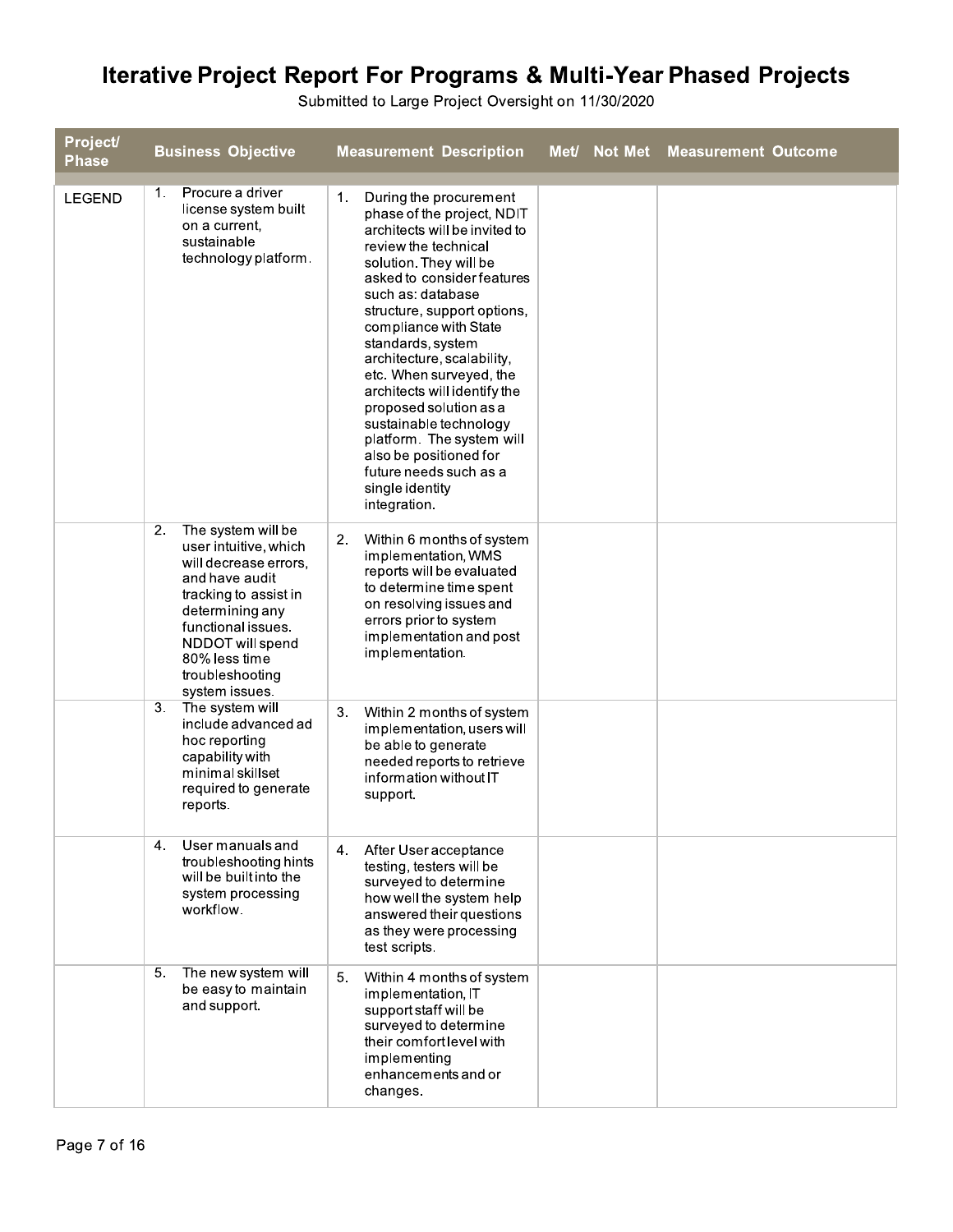# Iterative Project Report For Programs & Multi-Year Phased Projects

Submitted to Large Project Oversight on 11/30/2020

| Project/ Phase | Business Objective | Measurement Description | Met/ Not Met | Measurement Outcome |
|---|---|---|---|---|
| LEGEND | 1. Procure a driver license system built on a current, sustainable technology platform. | 1. During the procurement phase of the project, NDIT architects will be invited to review the technical solution. They will be asked to consider features such as: database structure, support options, compliance with State standards, system architecture, scalability, etc. When surveyed, the architects will identify the proposed solution as a sustainable technology platform. The system will also be positioned for future needs such as a single identity integration. | | |
| | 2. The system will be user intuitive, which will decrease errors, and have audit tracking to assist in determining any functional issues. NDDOT will spend 80% less time troubleshooting system issues. | 2. Within 6 months of system implementation, WMS reports will be evaluated to determine time spent on resolving issues and errors prior to system implementation and post implementation. | | |
| | 3. The system will include advanced ad hoc reporting capability with minimal skillset required to generate reports. | 3. Within 2 months of system implementation, users will be able to generate needed reports to retrieve information without IT support. | | |
| | 4. User manuals and troubleshooting hints will be built into the system processing workflow. | 4. After User acceptance testing, testers will be surveyed to determine how well the system help answered their questions as they were processing test scripts. | | |
| | 5. The new system will be easy to maintain and support. | 5. Within 4 months of system implementation, IT support staff will be surveyed to determine their comfort level with implementing enhancements and or changes. | | |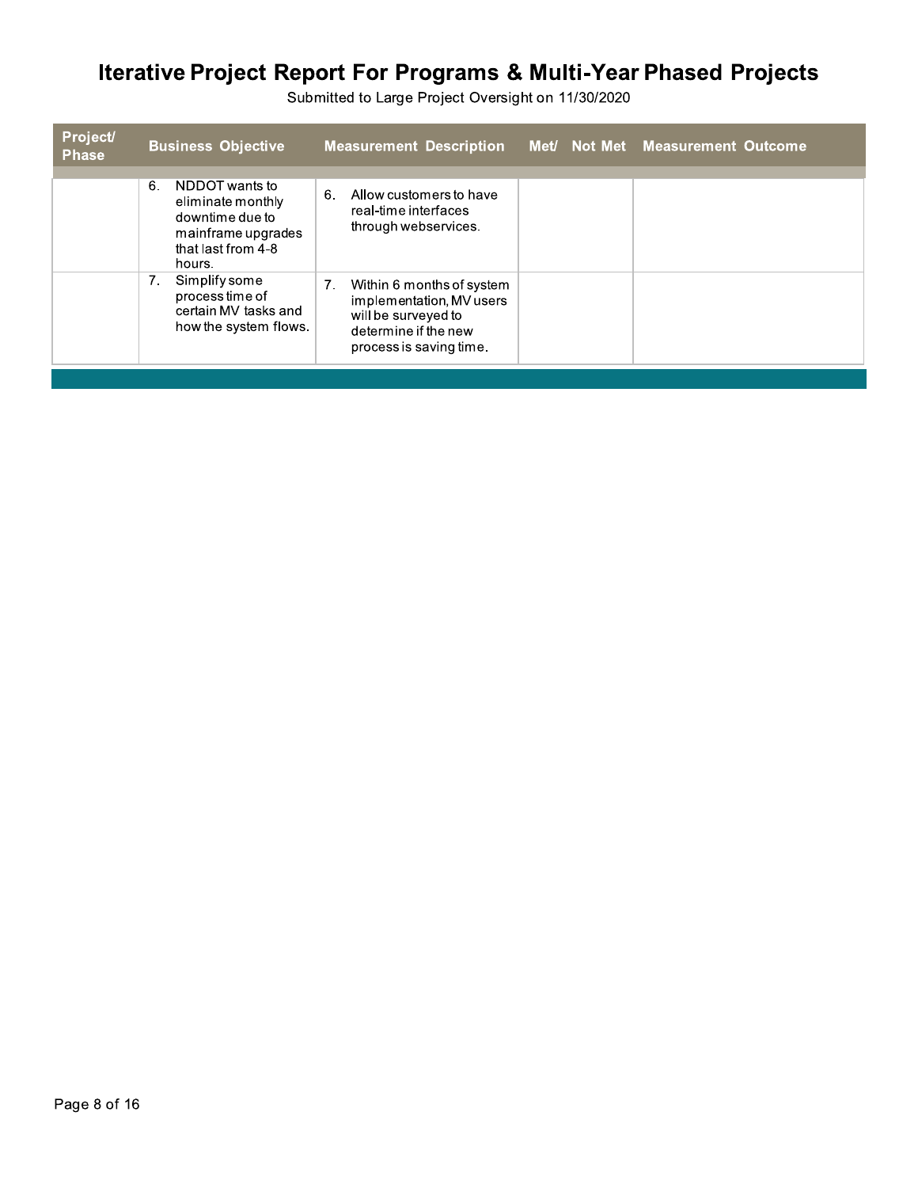# Iterative Project Report For Programs & Multi-Year Phased Projects

Submitted to Large Project Oversight on 11/30/2020

| Project/ Phase | Business Objective | Measurement Description | Met/ Not Met | Measurement Outcome |
|---|---|---|---|---|
| | 6. NDDOT wants to eliminate monthly downtime due to mainframe upgrades that last from 4-8 hours. | 6. Allow customers to have real-time interfaces through webservices. | | |
| | 7. Simplify some process time of certain MV tasks and how the system flows. | 7. Within 6 months of system implementation, MV users will be surveyed to determine if the new process is saving time. | | |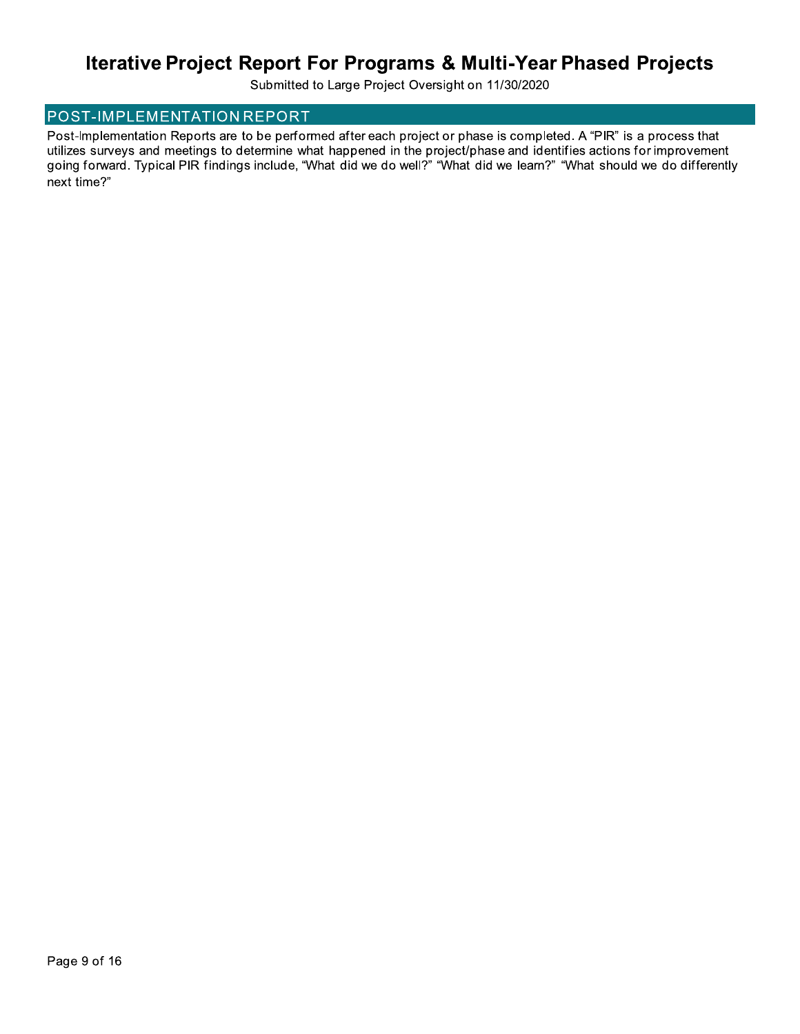# Iterative Project Report For Programs & Multi-Year Phased Projects

Submitted to Large Project Oversight on 11/30/2020

## POST-IMPLEMENTATION REPORT

Post-Implementation Reports are to be performed after each project or phase is completed. A "PIR" is a process that utilizes surveys and meetings to determine what happened in the project/phase and identifies actions for improvement going forward. Typical PIR findings include, "What did we do well?" "What did we learn?" "What should we do differently next time?"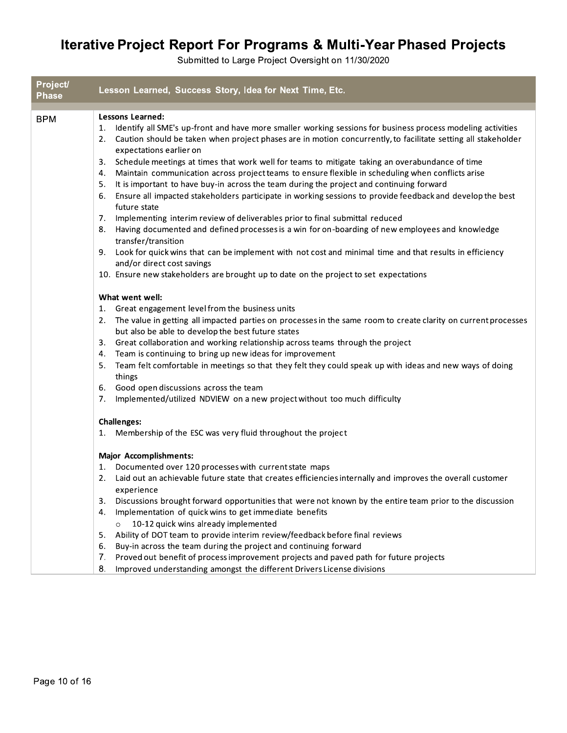# Iterative Project Report For Programs & Multi-Year Phased Projects

Submitted to Large Project Oversight on 11/30/2020

| Project/ Phase | Lesson Learned, Success Story, Idea for Next Time, Etc. |
|---|---|
| BPM | **Lessons Learned:**<br>1. Identify all SME's up-front and have more smaller working sessions for business process modeling activities<br>2. Caution should be taken when project phases are in motion concurrently, to facilitate setting all stakeholder expectations earlier on<br>3. Schedule meetings at times that work well for teams to mitigate taking an overabundance of time<br>4. Maintain communication across project teams to ensure flexible in scheduling when conflicts arise<br>5. It is important to have buy-in across the team during the project and continuing forward<br>6. Ensure all impacted stakeholders participate in working sessions to provide feedback and develop the best future state<br>7. Implementing interim review of deliverables prior to final submittal reduced<br>8. Having documented and defined processes is a win for on-boarding of new employees and knowledge transfer/transition<br>9. Look for quick wins that can be implement with not cost and minimal time and that results in efficiency and/or direct cost savings<br>10. Ensure new stakeholders are brought up to date on the project to set expectations<br><br>**What went well:**<br>1. Great engagement level from the business units<br>2. The value in getting all impacted parties on processes in the same room to create clarity on current processes but also be able to develop the best future states<br>3. Great collaboration and working relationship across teams through the project<br>4. Team is continuing to bring up new ideas for improvement<br>5. Team felt comfortable in meetings so that they felt they could speak up with ideas and new ways of doing things<br>6. Good open discussions across the team<br>7. Implemented/utilized NDVIEW on a new project without too much difficulty<br><br>**Challenges:**<br>1. Membership of the ESC was very fluid throughout the project<br><br>**Major Accomplishments:**<br>1. Documented over 120 processes with current state maps<br>2. Laid out an achievable future state that creates efficiencies internally and improves the overall customer experience<br>3. Discussions brought forward opportunities that were not known by the entire team prior to the discussion<br>4. Implementation of quick wins to get immediate benefits<br>&nbsp;&nbsp;&nbsp;&nbsp;o 10-12 quick wins already implemented<br>5. Ability of DOT team to provide interim review/feedback before final reviews<br>6. Buy-in across the team during the project and continuing forward<br>7. Proved out benefit of process improvement projects and paved path for future projects<br>8. Improved understanding amongst the different Drivers License divisions |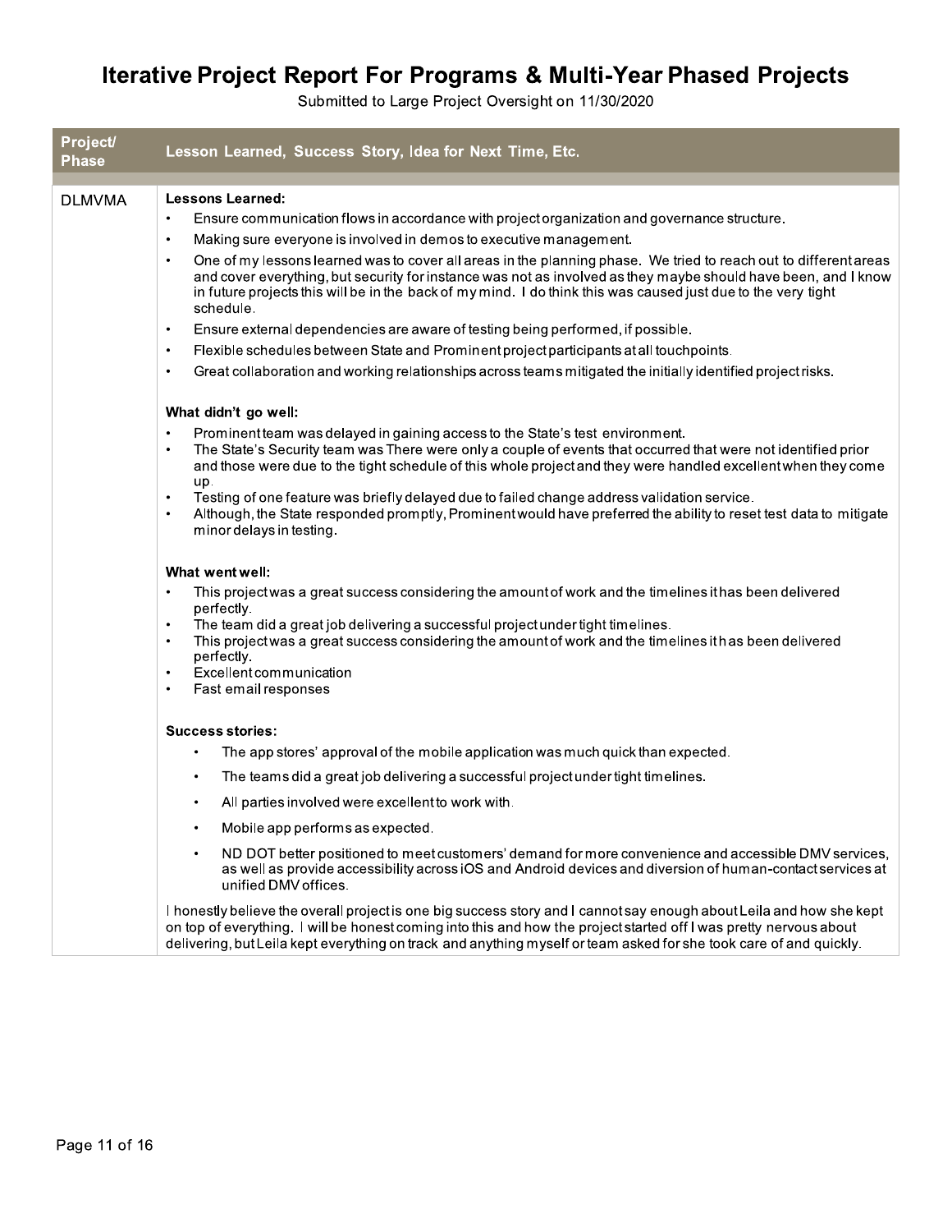# Iterative Project Report For Programs & Multi-Year Phased Projects

Submitted to Large Project Oversight on 11/30/2020

| Project/ Phase | Lesson Learned, Success Story, Idea for Next Time, Etc. |
|---|---|
| DLMVMA | **Lessons Learned:**<br>• Ensure communication flows in accordance with project organization and governance structure.<br>• Making sure everyone is involved in demos to executive management.<br>• One of my lessons learned was to cover all areas in the planning phase. We tried to reach out to different areas and cover everything, but security for instance was not as involved as they maybe should have been, and I know in future projects this will be in the back of my mind. I do think this was caused just due to the very tight schedule.<br>• Ensure external dependencies are aware of testing being performed, if possible.<br>• Flexible schedules between State and Prominent project participants at all touchpoints.<br>• Great collaboration and working relationships across teams mitigated the initially identified project risks.<br><br>**What didn't go well:**<br>• Prominent team was delayed in gaining access to the State's test environment.<br>• The State's Security team was There were only a couple of events that occurred that were not identified prior and those were due to the tight schedule of this whole project and they were handled excellent when they come up.<br>• Testing of one feature was briefly delayed due to failed change address validation service.<br>• Although, the State responded promptly, Prominent would have preferred the ability to reset test data to mitigate minor delays in testing.<br><br>**What went well:**<br>• This project was a great success considering the amount of work and the timelines it has been delivered perfectly.<br>• The team did a great job delivering a successful project under tight timelines.<br>• This project was a great success considering the amount of work and the timelines it has been delivered perfectly.<br>• Excellent communication<br>• Fast email responses<br><br>**Success stories:**<br>• The app stores' approval of the mobile application was much quick than expected.<br>• The teams did a great job delivering a successful project under tight timelines.<br>• All parties involved were excellent to work with.<br>• Mobile app performs as expected.<br>• ND DOT better positioned to meet customers' demand for more convenience and accessible DMV services, as well as provide accessibility across iOS and Android devices and diversion of human-contact services at unified DMV offices.<br><br>I honestly believe the overall project is one big success story and I cannot say enough about Leila and how she kept on top of everything. I will be honest coming into this and how the project started off I was pretty nervous about delivering, but Leila kept everything on track and anything myself or team asked for she took care of and quickly. |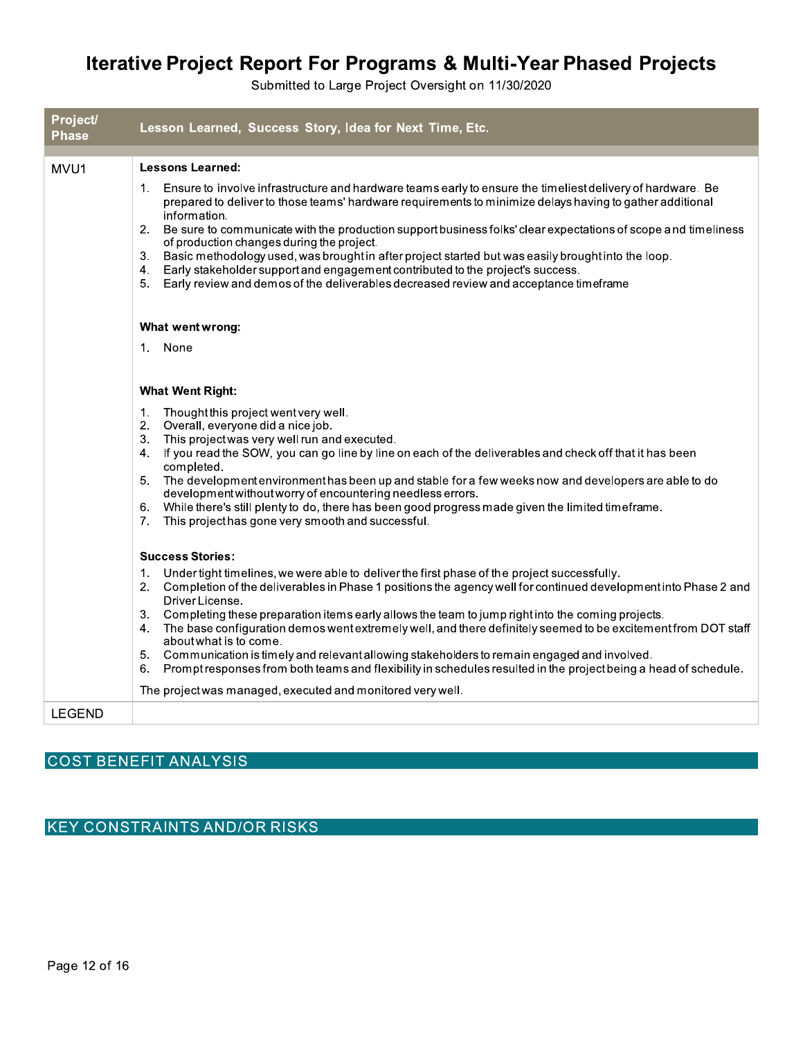# Iterative Project Report For Programs & Multi-Year Phased Projects

Submitted to Large Project Oversight on 11/30/2020

| Project/ Phase | Lesson Learned, Success Story, Idea for Next Time, Etc. |
| --- | --- |
| MVU1 | **Lessons Learned:**<br>1. Ensure to involve infrastructure and hardware teams early to ensure the timeliest delivery of hardware. Be prepared to deliver to those teams' hardware requirements to minimize delays having to gather additional information.<br>2. Be sure to communicate with the production support business folks' clear expectations of scope and timeliness of production changes during the project.<br>3. Basic methodology used, was brought in after project started but was easily brought into the loop.<br>4. Early stakeholder support and engagement contributed to the project's success.<br>5. Early review and demos of the deliverables decreased review and acceptance timeframe<br><br>**What went wrong:**<br>1. None<br><br>**What Went Right:**<br>1. Thought this project went very well.<br>2. Overall, everyone did a nice job.<br>3. This project was very well run and executed.<br>4. If you read the SOW, you can go line by line on each of the deliverables and check off that it has been completed.<br>5. The development environment has been up and stable for a few weeks now and developers are able to do development without worry of encountering needless errors.<br>6. While there's still plenty to do, there has been good progress made given the limited timeframe.<br>7. This project has gone very smooth and successful.<br><br>**Success Stories:**<br>1. Under tight timelines, we were able to deliver the first phase of the project successfully.<br>2. Completion of the deliverables in Phase 1 positions the agency well for continued development into Phase 2 and Driver License.<br>3. Completing these preparation items early allows the team to jump right into the coming projects.<br>4. The base configuration demos went extremely well, and there definitely seemed to be excitement from DOT staff about what is to come.<br>5. Communication is timely and relevant allowing stakeholders to remain engaged and involved.<br>6. Prompt responses from both teams and flexibility in schedules resulted in the project being a head of schedule.<br><br>The project was managed, executed and monitored very well. |
| LEGEND | |

## COST BENEFIT ANALYSIS

## KEY CONSTRAINTS AND/OR RISKS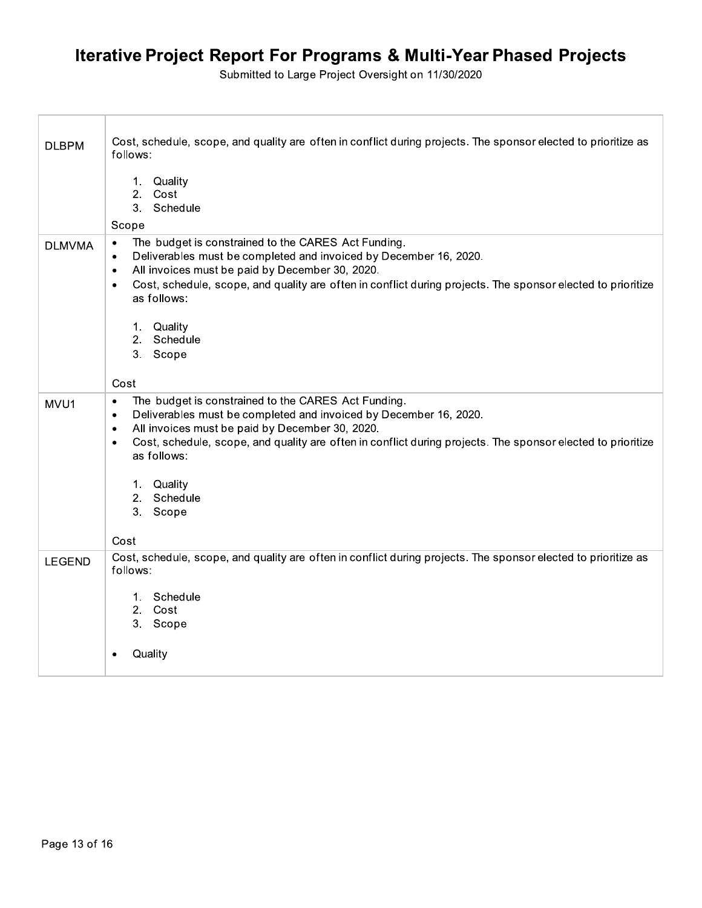# Iterative Project Report For Programs & Multi-Year Phased Projects

Submitted to Large Project Oversight on 11/30/2020

| | |
|---|---|
| DLBPM | Cost, schedule, scope, and quality are often in conflict during projects. The sponsor elected to prioritize as follows:<br><br>1. Quality<br>2. Cost<br>3. Schedule<br><br>Scope |
| DLMVMA | • The budget is constrained to the CARES Act Funding.<br>• Deliverables must be completed and invoiced by December 16, 2020.<br>• All invoices must be paid by December 30, 2020.<br>• Cost, schedule, scope, and quality are often in conflict during projects. The sponsor elected to prioritize as follows:<br><br>1. Quality<br>2. Schedule<br>3. Scope<br><br>Cost |
| MVU1 | • The budget is constrained to the CARES Act Funding.<br>• Deliverables must be completed and invoiced by December 16, 2020.<br>• All invoices must be paid by December 30, 2020.<br>• Cost, schedule, scope, and quality are often in conflict during projects. The sponsor elected to prioritize as follows:<br><br>1. Quality<br>2. Schedule<br>3. Scope<br><br>Cost |
| LEGEND | Cost, schedule, scope, and quality are often in conflict during projects. The sponsor elected to prioritize as follows:<br><br>1. Schedule<br>2. Cost<br>3. Scope<br><br>• Quality |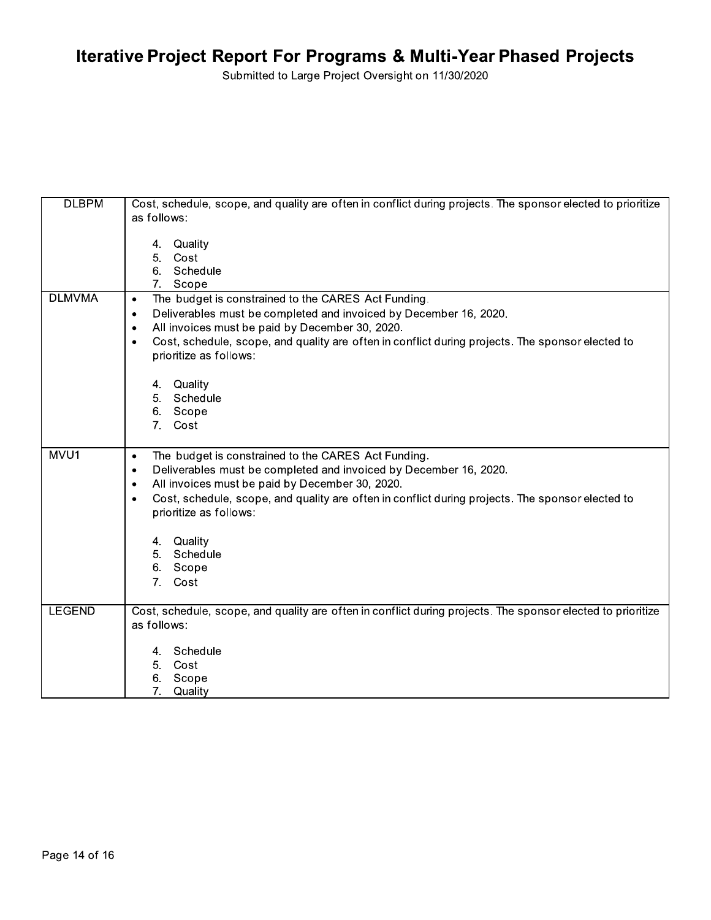# Iterative Project Report For Programs & Multi-Year Phased Projects

Submitted to Large Project Oversight on 11/30/2020

| | |
|---|---|
| DLBPM | Cost, schedule, scope, and quality are often in conflict during projects. The sponsor elected to prioritize as follows:<br><br>4. Quality<br>5. Cost<br>6. Schedule<br>7. Scope |
| DLMVMA | • The budget is constrained to the CARES Act Funding.<br>• Deliverables must be completed and invoiced by December 16, 2020.<br>• All invoices must be paid by December 30, 2020.<br>• Cost, schedule, scope, and quality are often in conflict during projects. The sponsor elected to prioritize as follows:<br><br>4. Quality<br>5. Schedule<br>6. Scope<br>7. Cost |
| MVU1 | • The budget is constrained to the CARES Act Funding.<br>• Deliverables must be completed and invoiced by December 16, 2020.<br>• All invoices must be paid by December 30, 2020.<br>• Cost, schedule, scope, and quality are often in conflict during projects. The sponsor elected to prioritize as follows:<br><br>4. Quality<br>5. Schedule<br>6. Scope<br>7. Cost |
| LEGEND | Cost, schedule, scope, and quality are often in conflict during projects. The sponsor elected to prioritize as follows:<br><br>4. Schedule<br>5. Cost<br>6. Scope<br>7. Quality |